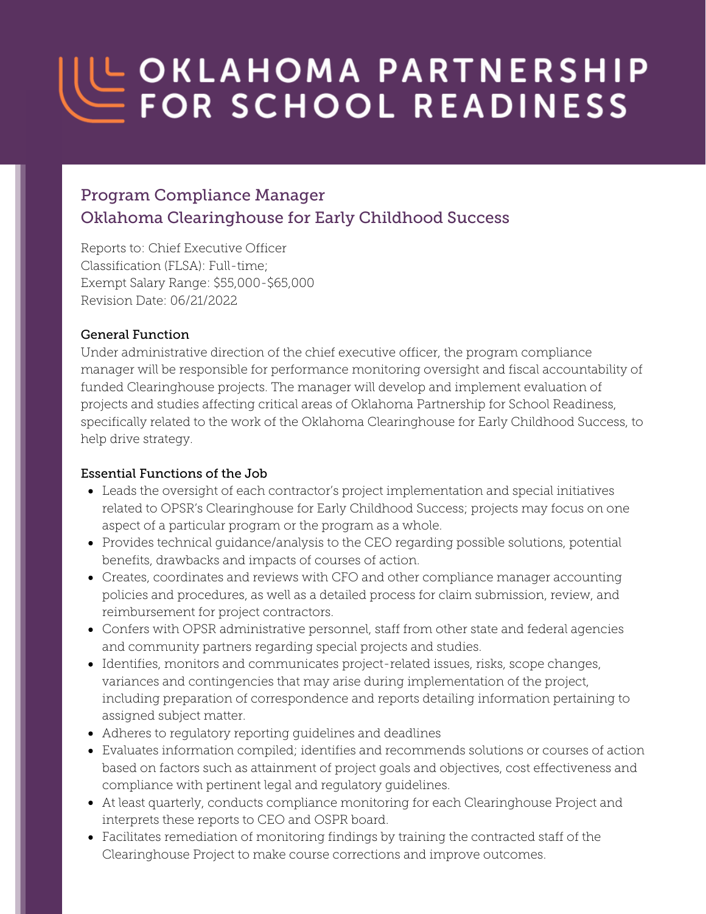# OKLAHOMA PARTNERSHIP FOR SCHOOL READINESS

## Program Compliance Manager
## Oklahoma Clearinghouse for Early Childhood Success

Reports to: Chief Executive Officer
Classification (FLSA): Full-time;
Exempt Salary Range: $55,000-$65,000
Revision Date: 06/21/2022

### General Function

Under administrative direction of the chief executive officer, the program compliance manager will be responsible for performance monitoring oversight and fiscal accountability of funded Clearinghouse projects. The manager will develop and implement evaluation of projects and studies affecting critical areas of Oklahoma Partnership for School Readiness, specifically related to the work of the Oklahoma Clearinghouse for Early Childhood Success, to help drive strategy.

### Essential Functions of the Job

- Leads the oversight of each contractor's project implementation and special initiatives related to OPSR's Clearinghouse for Early Childhood Success; projects may focus on one aspect of a particular program or the program as a whole.
- Provides technical guidance/analysis to the CEO regarding possible solutions, potential benefits, drawbacks and impacts of courses of action.
- Creates, coordinates and reviews with CFO and other compliance manager accounting policies and procedures, as well as a detailed process for claim submission, review, and reimbursement for project contractors.
- Confers with OPSR administrative personnel, staff from other state and federal agencies and community partners regarding special projects and studies.
- Identifies, monitors and communicates project-related issues, risks, scope changes, variances and contingencies that may arise during implementation of the project, including preparation of correspondence and reports detailing information pertaining to assigned subject matter.
- Adheres to regulatory reporting guidelines and deadlines
- Evaluates information compiled; identifies and recommends solutions or courses of action based on factors such as attainment of project goals and objectives, cost effectiveness and compliance with pertinent legal and regulatory guidelines.
- At least quarterly, conducts compliance monitoring for each Clearinghouse Project and interprets these reports to CEO and OSPR board.
- Facilitates remediation of monitoring findings by training the contracted staff of the Clearinghouse Project to make course corrections and improve outcomes.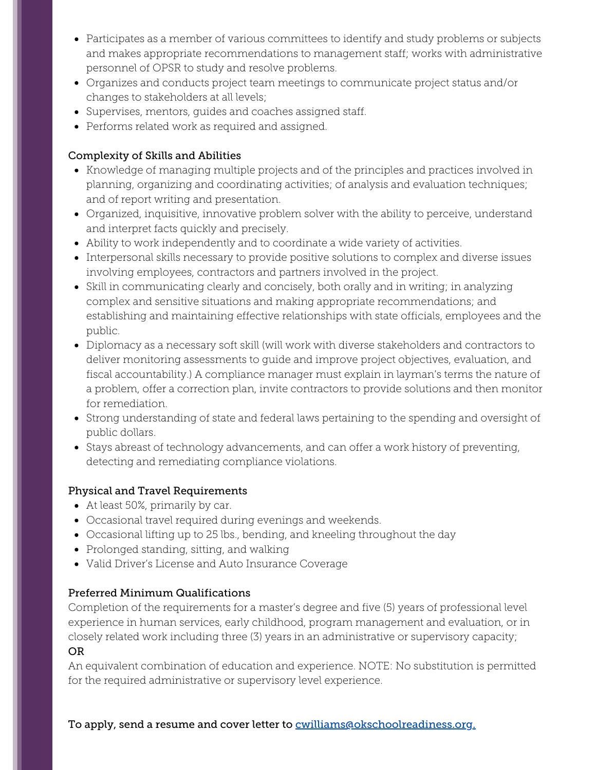- Participates as a member of various committees to identify and study problems or subjects and makes appropriate recommendations to management staff; works with administrative personnel of OPSR to study and resolve problems.
- Organizes and conducts project team meetings to communicate project status and/or changes to stakeholders at all levels;
- Supervises, mentors, guides and coaches assigned staff.
- Performs related work as required and assigned.

### Complexity of Skills and Abilities

- Knowledge of managing multiple projects and of the principles and practices involved in planning, organizing and coordinating activities; of analysis and evaluation techniques; and of report writing and presentation.
- Organized, inquisitive, innovative problem solver with the ability to perceive, understand and interpret facts quickly and precisely.
- Ability to work independently and to coordinate a wide variety of activities.
- Interpersonal skills necessary to provide positive solutions to complex and diverse issues involving employees, contractors and partners involved in the project.
- Skill in communicating clearly and concisely, both orally and in writing; in analyzing complex and sensitive situations and making appropriate recommendations; and establishing and maintaining effective relationships with state officials, employees and the public.
- Diplomacy as a necessary soft skill (will work with diverse stakeholders and contractors to deliver monitoring assessments to guide and improve project objectives, evaluation, and fiscal accountability.) A compliance manager must explain in layman's terms the nature of a problem, offer a correction plan, invite contractors to provide solutions and then monitor for remediation.
- Strong understanding of state and federal laws pertaining to the spending and oversight of public dollars.
- Stays abreast of technology advancements, and can offer a work history of preventing, detecting and remediating compliance violations.

### Physical and Travel Requirements

- At least 50%, primarily by car.
- Occasional travel required during evenings and weekends.
- Occasional lifting up to 25 lbs., bending, and kneeling throughout the day
- Prolonged standing, sitting, and walking
- Valid Driver's License and Auto Insurance Coverage

### Preferred Minimum Qualifications

Completion of the requirements for a master's degree and five (5) years of professional level experience in human services, early childhood, program management and evaluation, or in closely related work including three (3) years in an administrative or supervisory capacity;

**OR**

An equivalent combination of education and experience. NOTE: No substitution is permitted for the required administrative or supervisory level experience.

**To apply, send a resume and cover letter to** [cwilliams@okschoolreadiness.org.](mailto:cwilliams@okschoolreadiness.org)